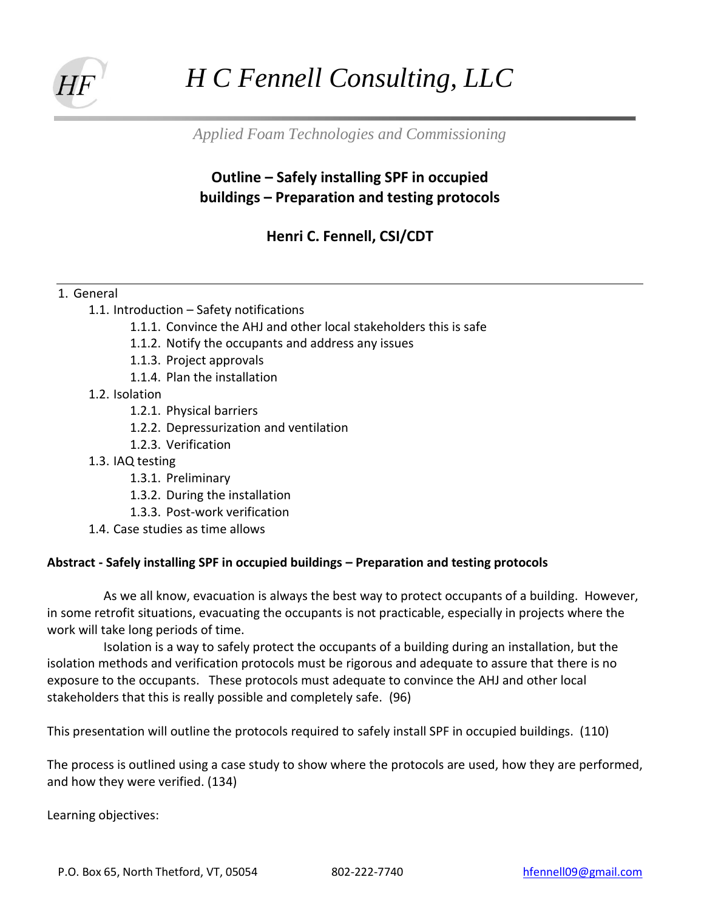# H C Fennell Consulting, LLC

*Applied Foam Technologies and Commissioning*

## Outline – Safely installing SPF in occupied buildings – Preparation and testing protocols

**Henri C. Fennell, CSI/CDT**

1. General
   - 1.1. Introduction – Safety notifications
     - 1.1.1. Convince the AHJ and other local stakeholders this is safe
     - 1.1.2. Notify the occupants and address any issues
     - 1.1.3. Project approvals
     - 1.1.4. Plan the installation
   - 1.2. Isolation
     - 1.2.1. Physical barriers
     - 1.2.2. Depressurization and ventilation
     - 1.2.3. Verification
   - 1.3. IAQ testing
     - 1.3.1. Preliminary
     - 1.3.2. During the installation
     - 1.3.3. Post-work verification
   - 1.4. Case studies as time allows

**Abstract - Safely installing SPF in occupied buildings – Preparation and testing protocols**

As we all know, evacuation is always the best way to protect occupants of a building. However, in some retrofit situations, evacuating the occupants is not practicable, especially in projects where the work will take long periods of time.

Isolation is a way to safely protect the occupants of a building during an installation, but the isolation methods and verification protocols must be rigorous and adequate to assure that there is no exposure to the occupants. These protocols must adequate to convince the AHJ and other local stakeholders that this is really possible and completely safe. (96)

This presentation will outline the protocols required to safely install SPF in occupied buildings. (110)

The process is outlined using a case study to show where the protocols are used, how they are performed, and how they were verified. (134)

Learning objectives:

P.O. Box 65, North Thetford, VT, 05054 802-222-7740 hfennell09@gmail.com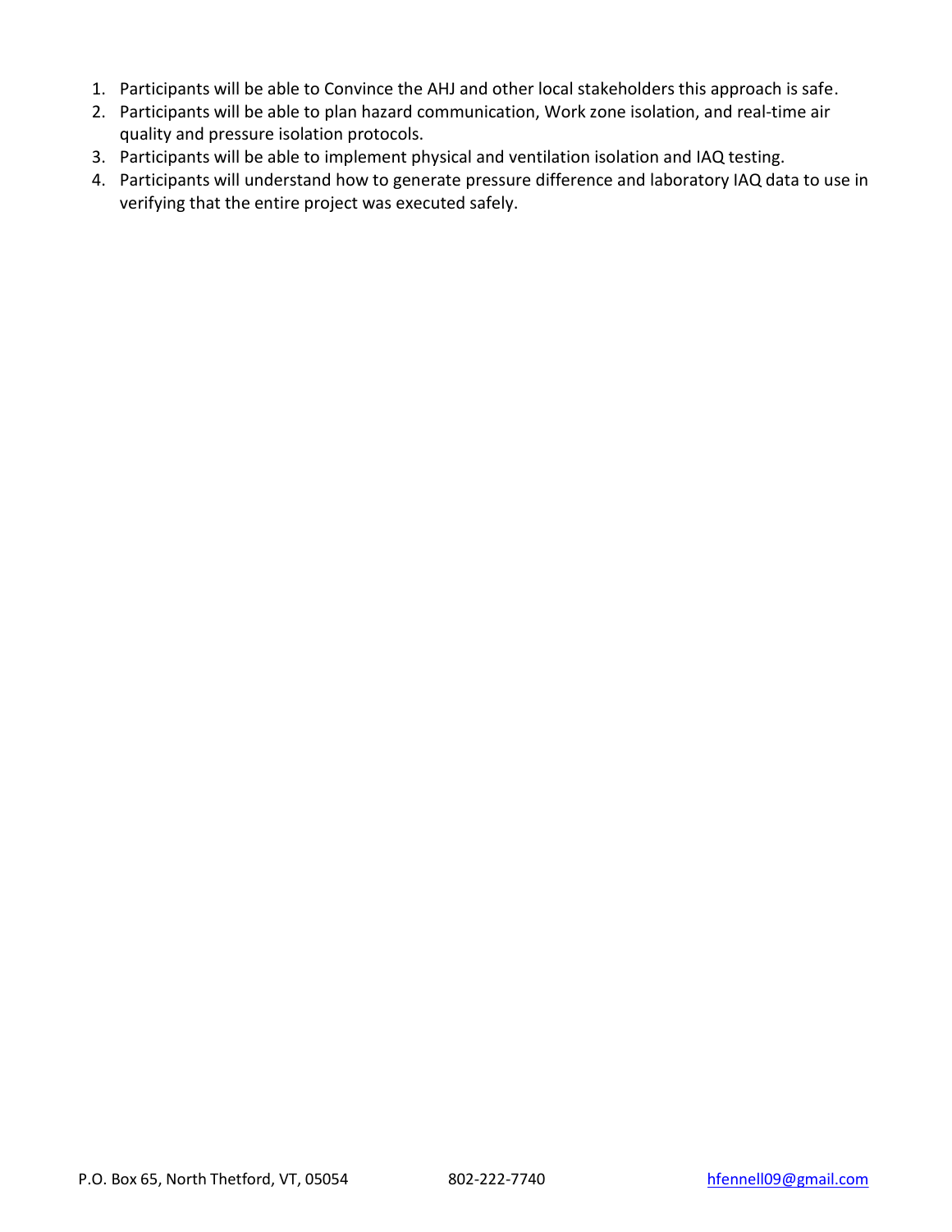1. Participants will be able to Convince the AHJ and other local stakeholders this approach is safe.
2. Participants will be able to plan hazard communication, Work zone isolation, and real-time air quality and pressure isolation protocols.
3. Participants will be able to implement physical and ventilation isolation and IAQ testing.
4. Participants will understand how to generate pressure difference and laboratory IAQ data to use in verifying that the entire project was executed safely.